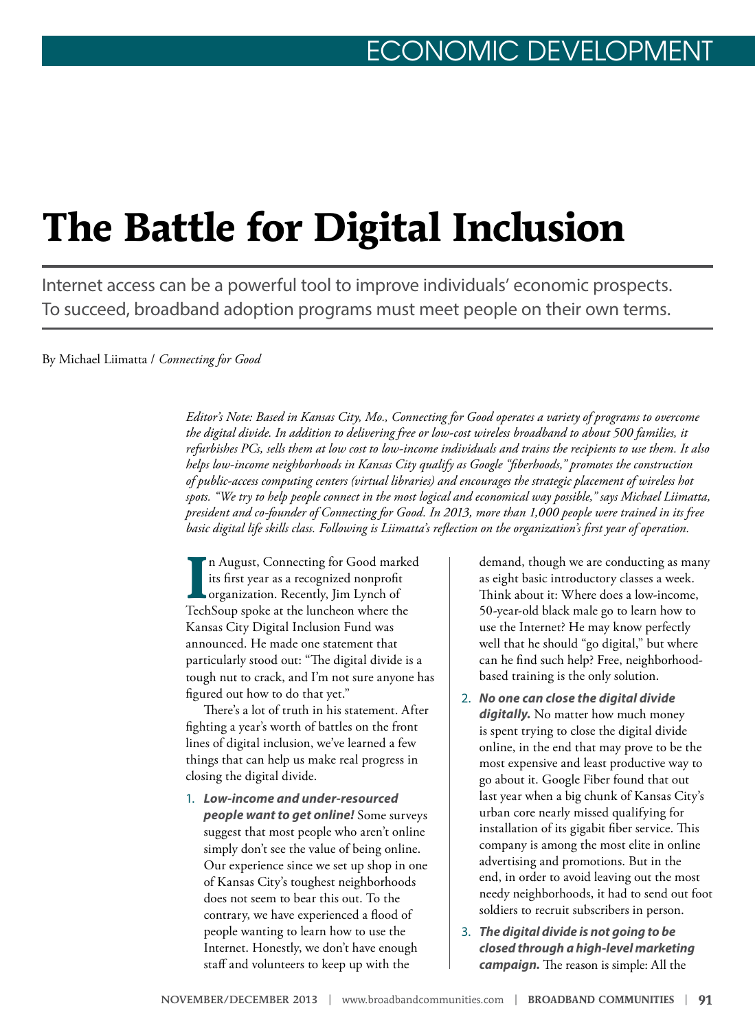# The Battle for Digital Inclusion

Internet access can be a powerful tool to improve individuals' economic prospects. To succeed, broadband adoption programs must meet people on their own terms.

By Michael Liimatta / *Connecting for Good*

*Editor's Note: Based in Kansas City, Mo., Connecting for Good operates a variety of programs to overcome the digital divide. In addition to delivering free or low-cost wireless broadband to about 500 families, it refurbishes PCs, sells them at low cost to low-income individuals and trains the recipients to use them. It also helps low-income neighborhoods in Kansas City qualify as Google "fiberhoods," promotes the construction of public-access computing centers (virtual libraries) and encourages the strategic placement of wireless hot spots. "We try to help people connect in the most logical and economical way possible," says Michael Liimatta, president and co-founder of Connecting for Good. In 2013, more than 1,000 people were trained in its free basic digital life skills class. Following is Liimatta's reflection on the organization's first year of operation.*

In August, Connecting for Good marked its first year as a recognized nonprofit organization. Recently, Jim Lynch of TechSoup spoke at the luncheon where the Kansas City Digital Inclusion Fund was announced. He made one statement that particularly stood out: "The digital divide is a tough nut to crack, and I'm not sure anyone has figured out how to do that yet."

There's a lot of truth in his statement. After fighting a year's worth of battles on the front lines of digital inclusion, we've learned a few things that can help us make real progress in closing the digital divide.

1. ***Low-income and under-resourced people want to get online!*** Some surveys suggest that most people who aren't online simply don't see the value of being online. Our experience since we set up shop in one of Kansas City's toughest neighborhoods does not seem to bear this out. To the contrary, we have experienced a flood of people wanting to learn how to use the Internet. Honestly, we don't have enough staff and volunteers to keep up with the demand, though we are conducting as many as eight basic introductory classes a week. Think about it: Where does a low-income, 50-year-old black male go to learn how to use the Internet? He may know perfectly well that he should "go digital," but where can he find such help? Free, neighborhood-based training is the only solution.
2. ***No one can close the digital divide digitally.*** No matter how much money is spent trying to close the digital divide online, in the end that may prove to be the most expensive and least productive way to go about it. Google Fiber found that out last year when a big chunk of Kansas City's urban core nearly missed qualifying for installation of its gigabit fiber service. This company is among the most elite in online advertising and promotions. But in the end, in order to avoid leaving out the most needy neighborhoods, it had to send out foot soldiers to recruit subscribers in person.
3. ***The digital divide is not going to be closed through a high-level marketing campaign.*** The reason is simple: All the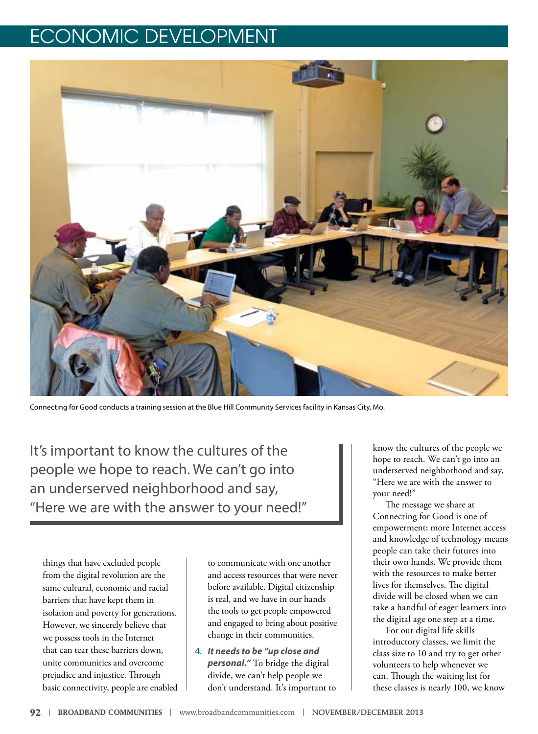Connecting for Good conducts a training session at the Blue Hill Community Services facility in Kansas City, Mo.

> It's important to know the cultures of the people we hope to reach. We can't go into an underserved neighborhood and say, "Here we are with the answer to your need!"

things that have excluded people from the digital revolution are the same cultural, economic and racial barriers that have kept them in isolation and poverty for generations. However, we sincerely believe that we possess tools in the Internet that can tear these barriers down, unite communities and overcome prejudice and injustice. Through basic connectivity, people are enabled to communicate with one another and access resources that were never before available. Digital citizenship is real, and we have in our hands the tools to get people empowered and engaged to bring about positive change in their communities.

4. ***It needs to be "up close and personal."*** To bridge the digital divide, we can't help people we don't understand. It's important to know the cultures of the people we hope to reach. We can't go into an underserved neighborhood and say, "Here we are with the answer to your need!"

The message we share at Connecting for Good is one of empowerment; more Internet access and knowledge of technology means people can take their futures into their own hands. We provide them with the resources to make better lives for themselves. The digital divide will be closed when we can take a handful of eager learners into the digital age one step at a time.

For our digital life skills introductory classes, we limit the class size to 10 and try to get other volunteers to help whenever we can. Though the waiting list for these classes is nearly 100, we know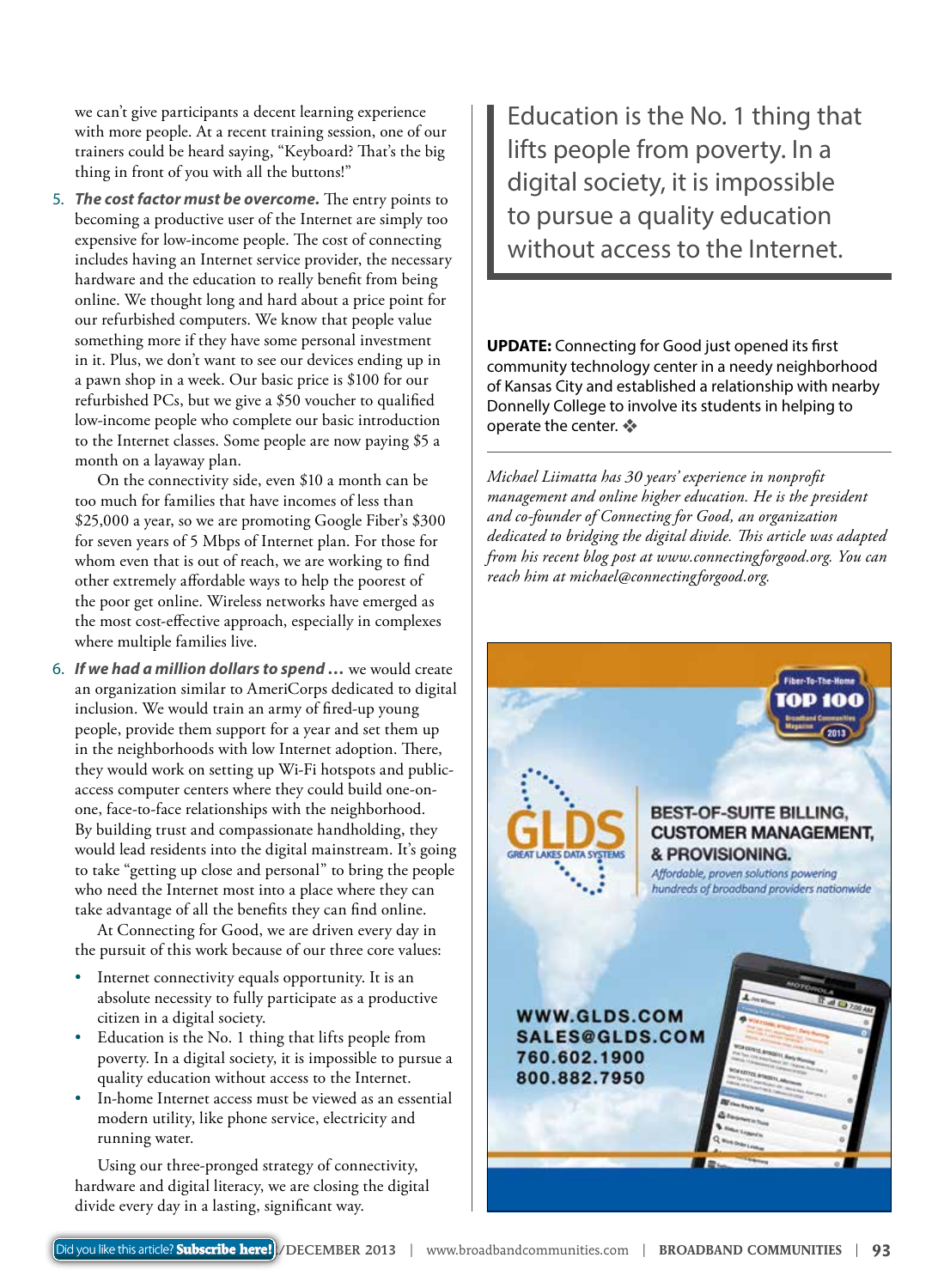we can't give participants a decent learning experience with more people. At a recent training session, one of our trainers could be heard saying, "Keyboard? That's the big thing in front of you with all the buttons!"

5. ***The cost factor must be overcome.*** The entry points to becoming a productive user of the Internet are simply too expensive for low-income people. The cost of connecting includes having an Internet service provider, the necessary hardware and the education to really benefit from being online. We thought long and hard about a price point for our refurbished computers. We know that people value something more if they have some personal investment in it. Plus, we don't want to see our devices ending up in a pawn shop in a week. Our basic price is $100 for our refurbished PCs, but we give a $50 voucher to qualified low-income people who complete our basic introduction to the Internet classes. Some people are now paying $5 a month on a layaway plan.

   On the connectivity side, even $10 a month can be too much for families that have incomes of less than $25,000 a year, so we are promoting Google Fiber's $300 for seven years of 5 Mbps of Internet plan. For those for whom even that is out of reach, we are working to find other extremely affordable ways to help the poorest of the poor get online. Wireless networks have emerged as the most cost-effective approach, especially in complexes where multiple families live.

6. ***If we had a million dollars to spend …*** we would create an organization similar to AmeriCorps dedicated to digital inclusion. We would train an army of fired-up young people, provide them support for a year and set them up in the neighborhoods with low Internet adoption. There, they would work on setting up Wi-Fi hotspots and public-access computer centers where they could build one-on-one, face-to-face relationships with the neighborhood. By building trust and compassionate handholding, they would lead residents into the digital mainstream. It's going to take "getting up close and personal" to bring the people who need the Internet most into a place where they can take advantage of all the benefits they can find online.

   At Connecting for Good, we are driven every day in the pursuit of this work because of our three core values:

   - Internet connectivity equals opportunity. It is an absolute necessity to fully participate as a productive citizen in a digital society.
   - Education is the No. 1 thing that lifts people from poverty. In a digital society, it is impossible to pursue a quality education without access to the Internet.
   - In-home Internet access must be viewed as an essential modern utility, like phone service, electricity and running water.

   Using our three-pronged strategy of connectivity, hardware and digital literacy, we are closing the digital divide every day in a lasting, significant way.

> Education is the No. 1 thing that lifts people from poverty. In a digital society, it is impossible to pursue a quality education without access to the Internet.

**UPDATE:** Connecting for Good just opened its first community technology center in a needy neighborhood of Kansas City and established a relationship with nearby Donnelly College to involve its students in helping to operate the center. ❖

---

*Michael Liimatta has 30 years' experience in nonprofit management and online higher education. He is the president and co-founder of Connecting for Good, an organization dedicated to bridging the digital divide. This article was adapted from his recent blog post at www.connectingforgood.org. You can reach him at michael@connectingforgood.org.*

Fiber-To-The-Home TOP 100 Broadband Communities Magazine 2013

GLDS GREAT LAKES DATA SYSTEMS

BEST-OF-SUITE BILLING, CUSTOMER MANAGEMENT, & PROVISIONING.

*Affordable, proven solutions powering hundreds of broadband providers nationwide*

WWW.GLDS.COM
SALES@GLDS.COM
760.602.1900
800.882.7950